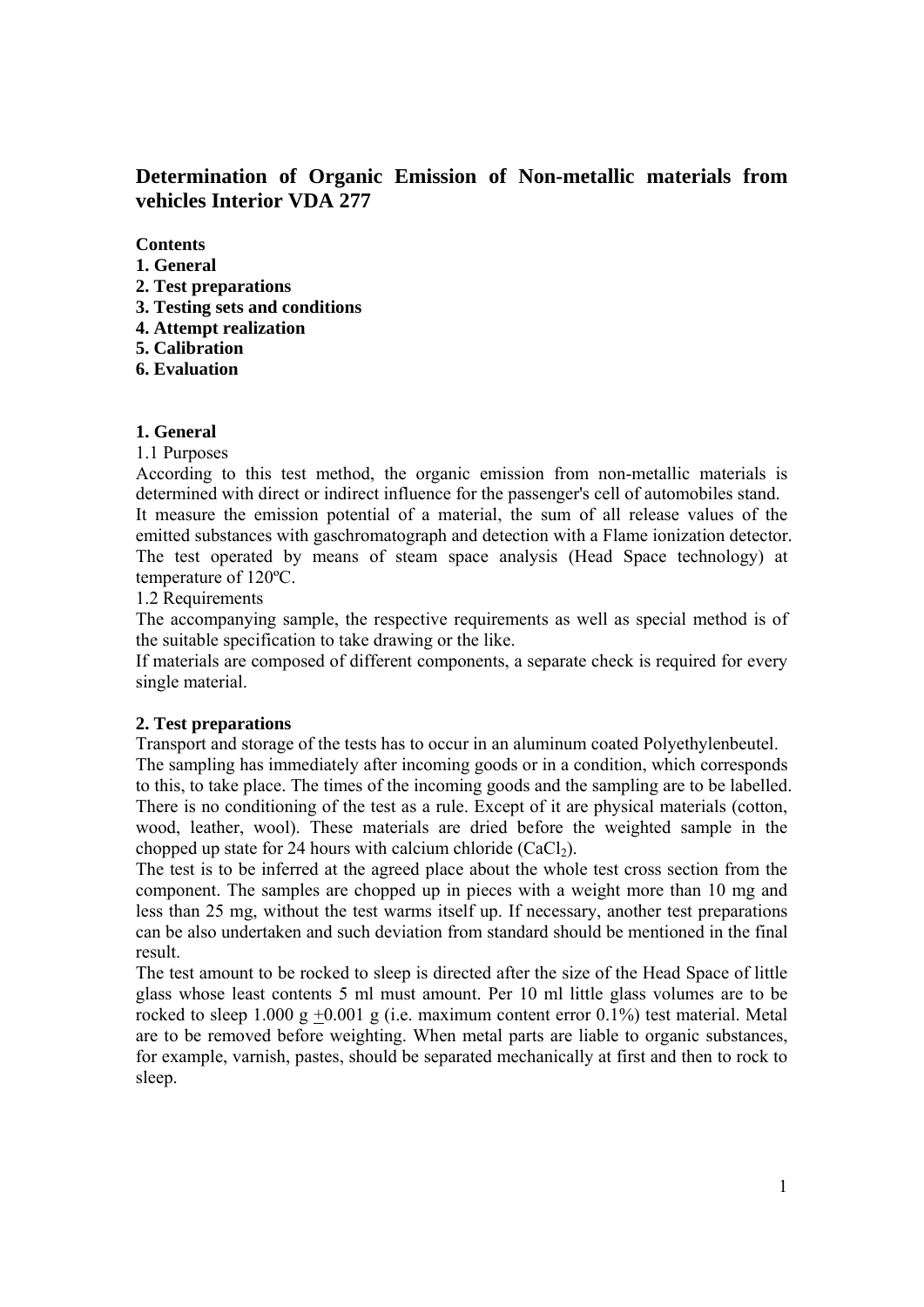# Determination of Organic Emission of Non-metallic materials from vehicles Interior VDA 277

**Contents**

**1. General**
**2. Test preparations**
**3. Testing sets and conditions**
**4. Attempt realization**
**5. Calibration**
**6. Evaluation**

## 1. General

1.1 Purposes

According to this test method, the organic emission from non-metallic materials is determined with direct or indirect influence for the passenger's cell of automobiles stand.
It measure the emission potential of a material, the sum of all release values of the emitted substances with gaschromatograph and detection with a Flame ionization detector.
The test operated by means of steam space analysis (Head Space technology) at temperature of 120ºC.

1.2 Requirements

The accompanying sample, the respective requirements as well as special method is of the suitable specification to take drawing or the like.
If materials are composed of different components, a separate check is required for every single material.

## 2. Test preparations

Transport and storage of the tests has to occur in an aluminum coated Polyethylenbeutel.
The sampling has immediately after incoming goods or in a condition, which corresponds to this, to take place. The times of the incoming goods and the sampling are to be labelled.
There is no conditioning of the test as a rule. Except of it are physical materials (cotton, wood, leather, wool). These materials are dried before the weighted sample in the chopped up state for 24 hours with calcium chloride ($CaCl_2$).
The test is to be inferred at the agreed place about the whole test cross section from the component. The samples are chopped up in pieces with a weight more than 10 mg and less than 25 mg, without the test warms itself up. If necessary, another test preparations can be also undertaken and such deviation from standard should be mentioned in the final result.
The test amount to be rocked to sleep is directed after the size of the Head Space of little glass whose least contents 5 ml must amount. Per 10 ml little glass volumes are to be rocked to sleep 1.000 g $\pm$0.001 g (i.e. maximum content error 0.1%) test material. Metal are to be removed before weighting. When metal parts are liable to organic substances, for example, varnish, pastes, should be separated mechanically at first and then to rock to sleep.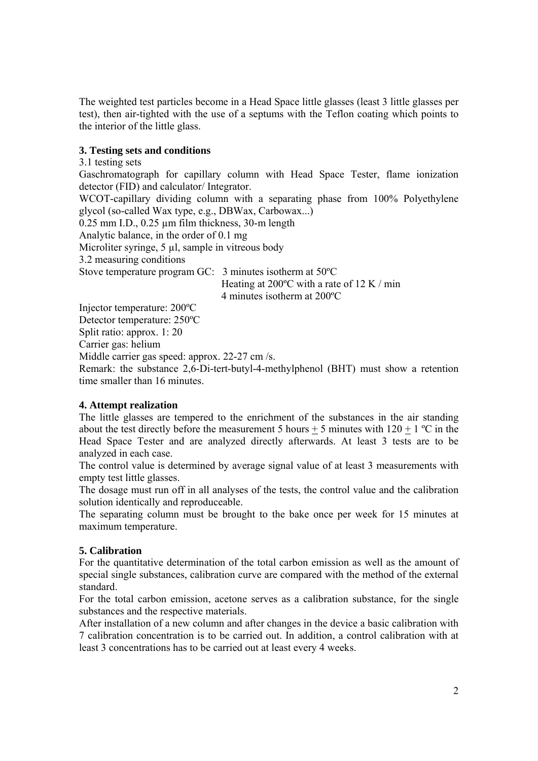The weighted test particles become in a Head Space little glasses (least 3 little glasses per test), then air-tighted with the use of a septums with the Teflon coating which points to the interior of the little glass.

### 3. Testing sets and conditions

3.1 testing sets

Gaschromatograph for capillary column with Head Space Tester, flame ionization detector (FID) and calculator/ Integrator.

WCOT-capillary dividing column with a separating phase from 100% Polyethylene glycol (so-called Wax type, e.g., DBWax, Carbowax...)

0.25 mm I.D., 0.25 µm film thickness, 30-m length

Analytic balance, in the order of 0.1 mg

Microliter syringe, 5 µl, sample in vitreous body

3.2 measuring conditions

Stove temperature program GC: 3 minutes isotherm at 50ºC
Heating at 200ºC with a rate of 12 K / min
4 minutes isotherm at 200ºC

Injector temperature: 200ºC

Detector temperature: 250ºC

Split ratio: approx. 1: 20

Carrier gas: helium

Middle carrier gas speed: approx. 22-27 cm /s.

Remark: the substance 2,6-Di-tert-butyl-4-methylphenol (BHT) must show a retention time smaller than 16 minutes.

### 4. Attempt realization

The little glasses are tempered to the enrichment of the substances in the air standing about the test directly before the measurement 5 hours ± 5 minutes with 120 ± 1 ºC in the Head Space Tester and are analyzed directly afterwards. At least 3 tests are to be analyzed in each case.

The control value is determined by average signal value of at least 3 measurements with empty test little glasses.

The dosage must run off in all analyses of the tests, the control value and the calibration solution identically and reproduceable.

The separating column must be brought to the bake once per week for 15 minutes at maximum temperature.

### 5. Calibration

For the quantitative determination of the total carbon emission as well as the amount of special single substances, calibration curve are compared with the method of the external standard.

For the total carbon emission, acetone serves as a calibration substance, for the single substances and the respective materials.

After installation of a new column and after changes in the device a basic calibration with 7 calibration concentration is to be carried out. In addition, a control calibration with at least 3 concentrations has to be carried out at least every 4 weeks.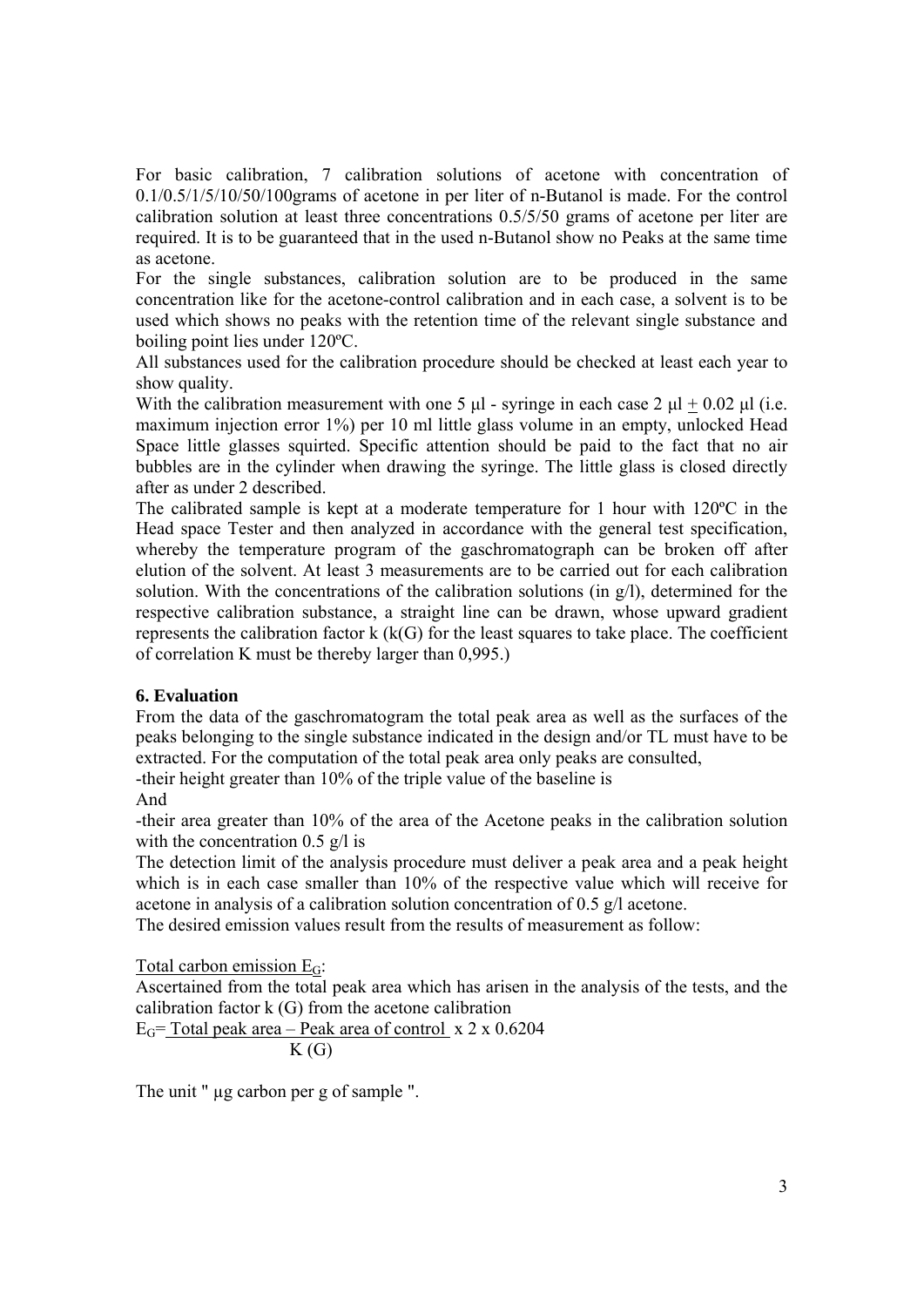For basic calibration, 7 calibration solutions of acetone with concentration of 0.1/0.5/1/5/10/50/100grams of acetone in per liter of n-Butanol is made. For the control calibration solution at least three concentrations 0.5/5/50 grams of acetone per liter are required. It is to be guaranteed that in the used n-Butanol show no Peaks at the same time as acetone.

For the single substances, calibration solution are to be produced in the same concentration like for the acetone-control calibration and in each case, a solvent is to be used which shows no peaks with the retention time of the relevant single substance and boiling point lies under 120ºC.

All substances used for the calibration procedure should be checked at least each year to show quality.

With the calibration measurement with one 5 µl - syringe in each case 2 µl $\pm$ 0.02 µl (i.e. maximum injection error 1%) per 10 ml little glass volume in an empty, unlocked Head Space little glasses squirted. Specific attention should be paid to the fact that no air bubbles are in the cylinder when drawing the syringe. The little glass is closed directly after as under 2 described.

The calibrated sample is kept at a moderate temperature for 1 hour with 120ºC in the Head space Tester and then analyzed in accordance with the general test specification, whereby the temperature program of the gaschromatograph can be broken off after elution of the solvent. At least 3 measurements are to be carried out for each calibration solution. With the concentrations of the calibration solutions (in g/l), determined for the respective calibration substance, a straight line can be drawn, whose upward gradient represents the calibration factor k (k(G) for the least squares to take place. The coefficient of correlation K must be thereby larger than 0,995.)

### 6. Evaluation

From the data of the gaschromatogram the total peak area as well as the surfaces of the peaks belonging to the single substance indicated in the design and/or TL must have to be extracted. For the computation of the total peak area only peaks are consulted,

-their height greater than 10% of the triple value of the baseline is

And

-their area greater than 10% of the area of the Acetone peaks in the calibration solution with the concentration 0.5 g/l is

The detection limit of the analysis procedure must deliver a peak area and a peak height which is in each case smaller than 10% of the respective value which will receive for acetone in analysis of a calibration solution concentration of 0.5 g/l acetone.

The desired emission values result from the results of measurement as follow:

Total carbon emission $E_G$:

Ascertained from the total peak area which has arisen in the analysis of the tests, and the calibration factor k (G) from the acetone calibration

$$E_G = \frac{\text{Total peak area} - \text{Peak area of control}}{K(G)} \times 2 \times 0.6204$$

The unit " µg carbon per g of sample ".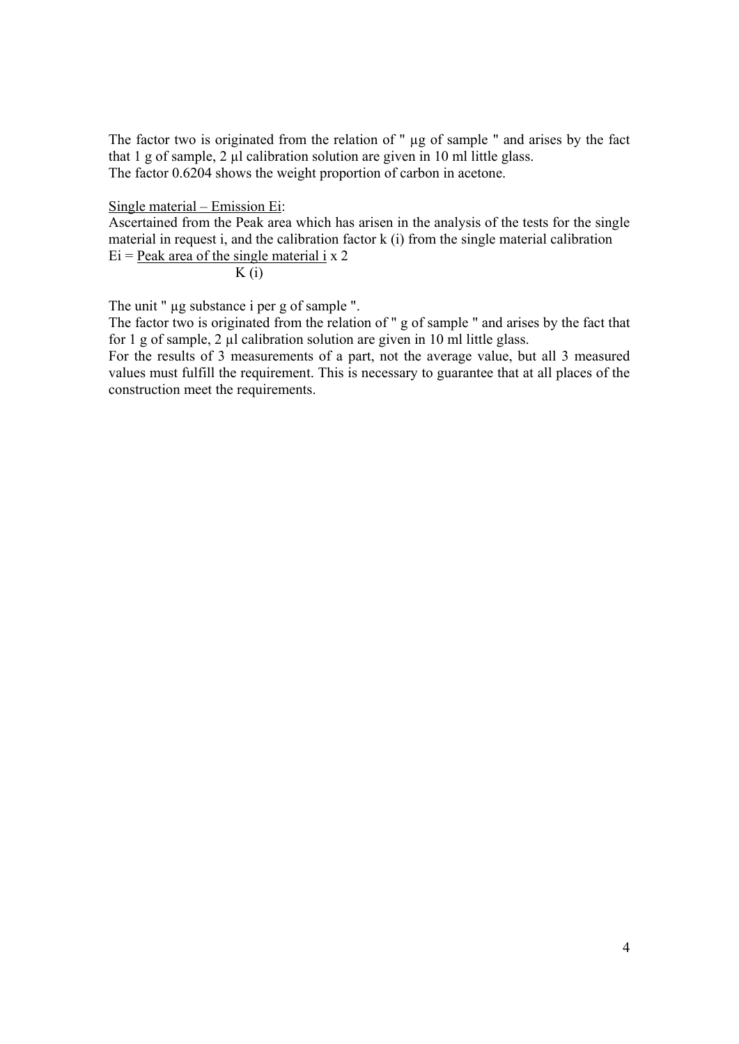The factor two is originated from the relation of " µg of sample " and arises by the fact that 1 g of sample, 2 µl calibration solution are given in 10 ml little glass.
The factor 0.6204 shows the weight proportion of carbon in acetone.

<u>Single material – Emission Ei</u>:
Ascertained from the Peak area which has arisen in the analysis of the tests for the single material in request i, and the calibration factor k (i) from the single material calibration

$$E_i = \frac{\text{Peak area of the single material } i}{K(i)} \times 2$$

The unit " µg substance i per g of sample ".
The factor two is originated from the relation of " g of sample " and arises by the fact that for 1 g of sample, 2 µl calibration solution are given in 10 ml little glass.
For the results of 3 measurements of a part, not the average value, but all 3 measured values must fulfill the requirement. This is necessary to guarantee that at all places of the construction meet the requirements.